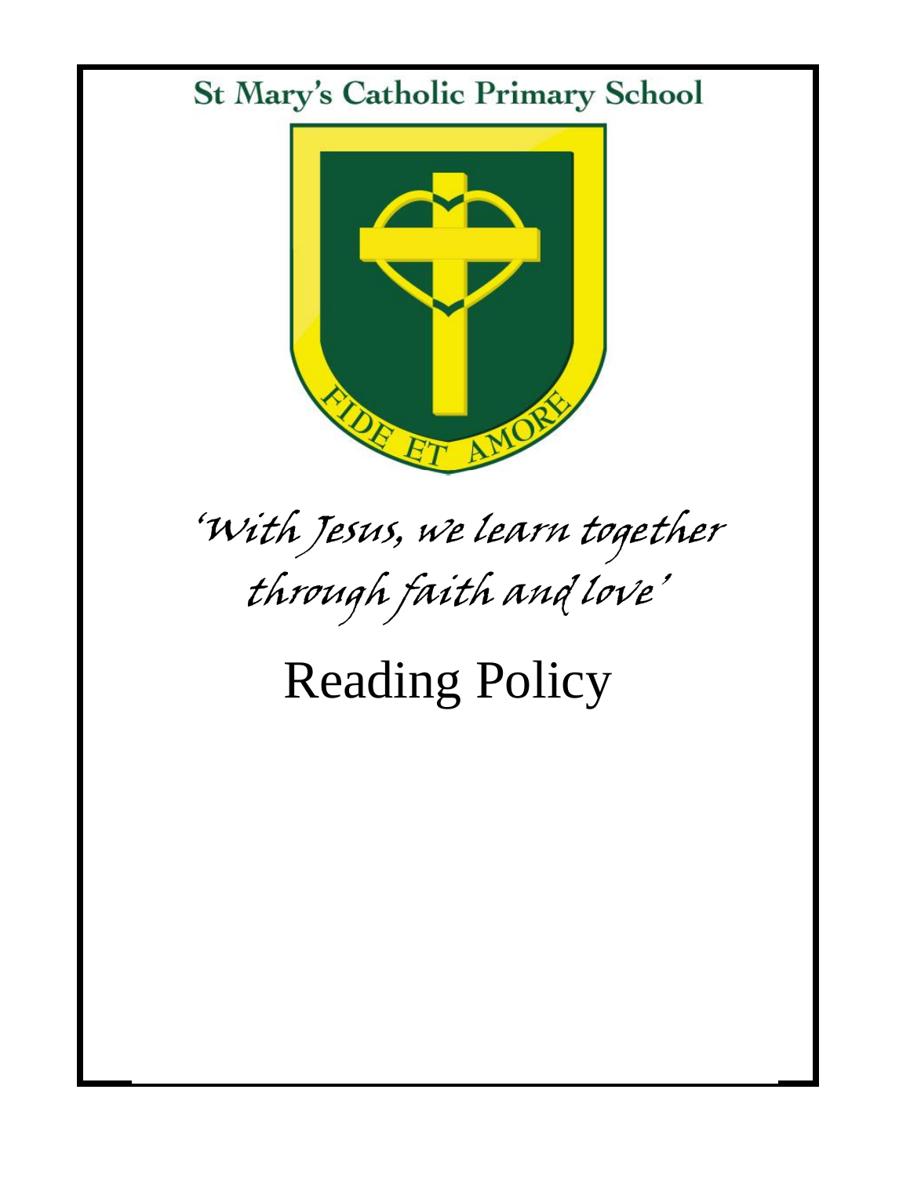# St Mary's Catholic Primary School

FIDE ET AMORE

*'With Jesus, we learn together through faith and love'*

# Reading Policy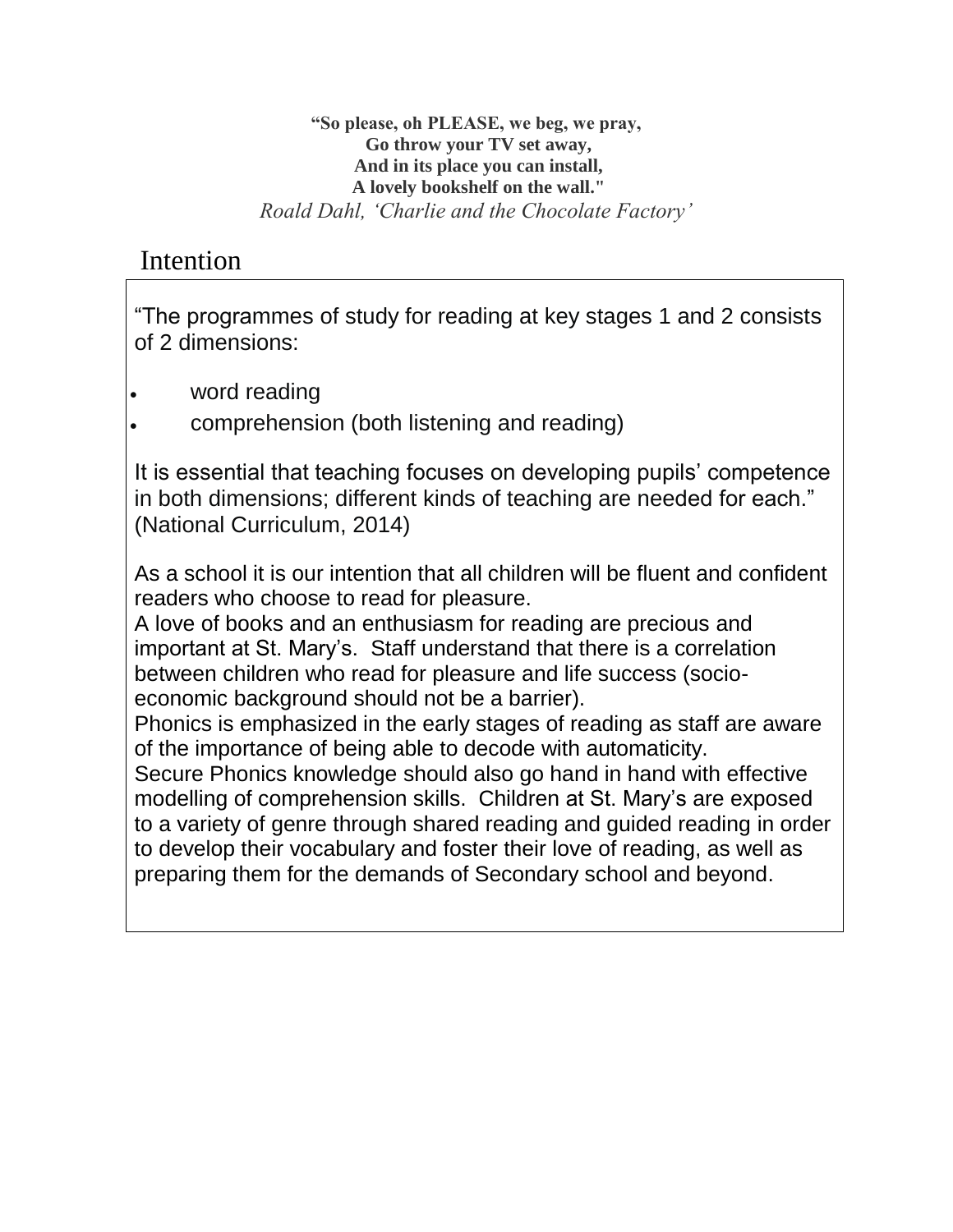**"So please, oh PLEASE, we beg, we pray,**
**Go throw your TV set away,**
**And in its place you can install,**
**A lovely bookshelf on the wall."**
*Roald Dahl, 'Charlie and the Chocolate Factory'*

## Intention

"The programmes of study for reading at key stages 1 and 2 consists of 2 dimensions:

- word reading
- comprehension (both listening and reading)

It is essential that teaching focuses on developing pupils' competence in both dimensions; different kinds of teaching are needed for each." (National Curriculum, 2014)

As a school it is our intention that all children will be fluent and confident readers who choose to read for pleasure.
A love of books and an enthusiasm for reading are precious and important at St. Mary's. Staff understand that there is a correlation between children who read for pleasure and life success (socio-economic background should not be a barrier).
Phonics is emphasized in the early stages of reading as staff are aware of the importance of being able to decode with automaticity.
Secure Phonics knowledge should also go hand in hand with effective modelling of comprehension skills. Children at St. Mary's are exposed to a variety of genre through shared reading and guided reading in order to develop their vocabulary and foster their love of reading, as well as preparing them for the demands of Secondary school and beyond.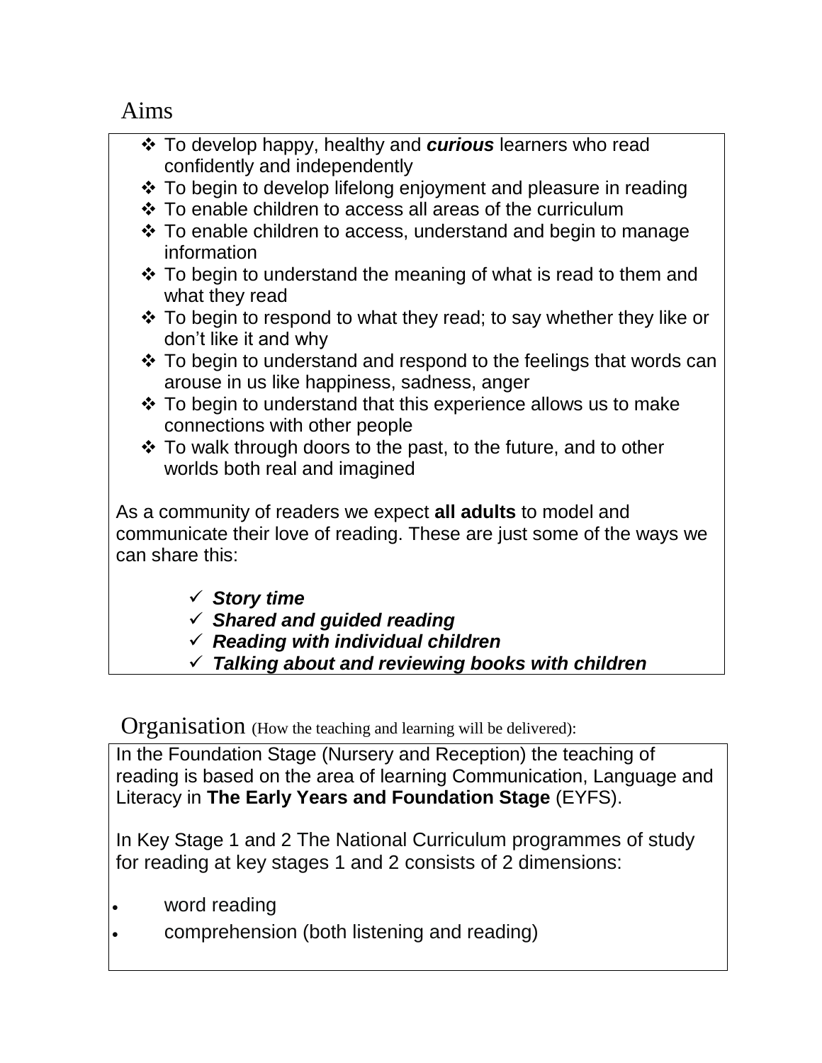## Aims

- To develop happy, healthy and ***curious*** learners who read confidently and independently
- To begin to develop lifelong enjoyment and pleasure in reading
- To enable children to access all areas of the curriculum
- To enable children to access, understand and begin to manage information
- To begin to understand the meaning of what is read to them and what they read
- To begin to respond to what they read; to say whether they like or don't like it and why
- To begin to understand and respond to the feelings that words can arouse in us like happiness, sadness, anger
- To begin to understand that this experience allows us to make connections with other people
- To walk through doors to the past, to the future, and to other worlds both real and imagined

As a community of readers we expect **all adults** to model and communicate their love of reading. These are just some of the ways we can share this:

- ✓ ***Story time***
- ✓ ***Shared and guided reading***
- ✓ ***Reading with individual children***
- ✓ ***Talking about and reviewing books with children***

## Organisation (How the teaching and learning will be delivered):

In the Foundation Stage (Nursery and Reception) the teaching of reading is based on the area of learning Communication, Language and Literacy in **The Early Years and Foundation Stage** (EYFS).

In Key Stage 1 and 2 The National Curriculum programmes of study for reading at key stages 1 and 2 consists of 2 dimensions:

- word reading
- comprehension (both listening and reading)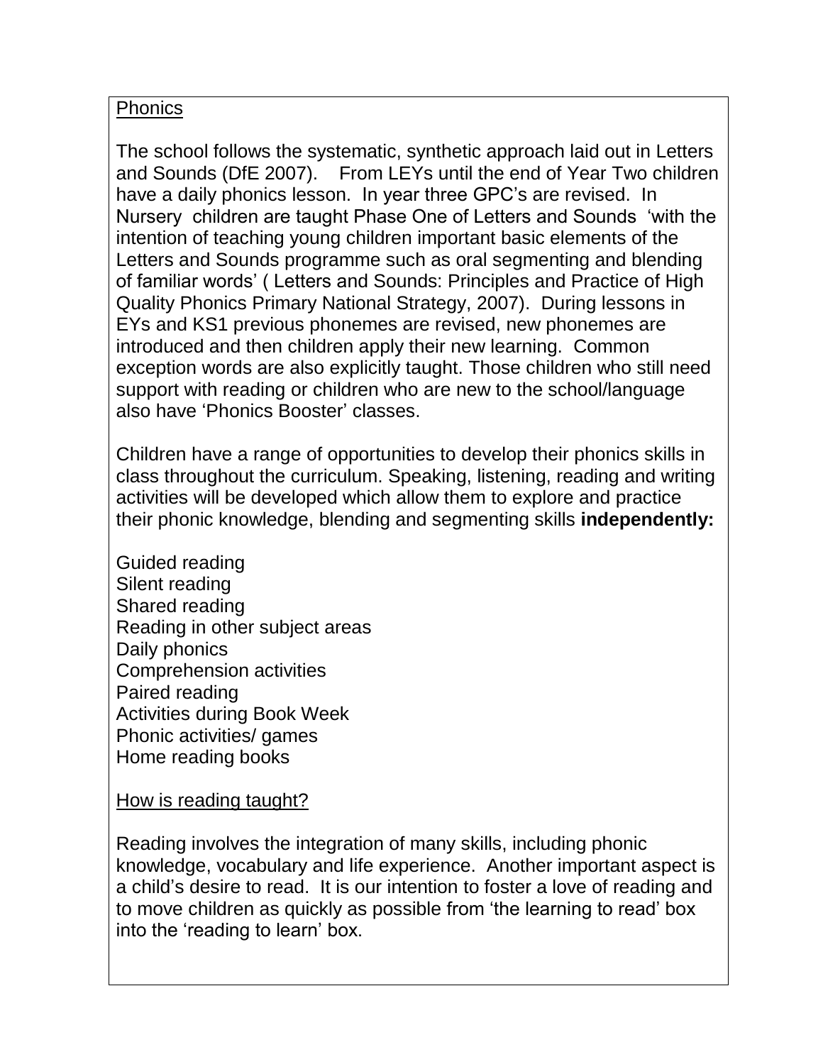## Phonics

The school follows the systematic, synthetic approach laid out in Letters and Sounds (DfE 2007). From LEYs until the end of Year Two children have a daily phonics lesson. In year three GPC's are revised. In Nursery children are taught Phase One of Letters and Sounds 'with the intention of teaching young children important basic elements of the Letters and Sounds programme such as oral segmenting and blending of familiar words' ( Letters and Sounds: Principles and Practice of High Quality Phonics Primary National Strategy, 2007). During lessons in EYs and KS1 previous phonemes are revised, new phonemes are introduced and then children apply their new learning. Common exception words are also explicitly taught. Those children who still need support with reading or children who are new to the school/language also have 'Phonics Booster' classes.

Children have a range of opportunities to develop their phonics skills in class throughout the curriculum. Speaking, listening, reading and writing activities will be developed which allow them to explore and practice their phonic knowledge, blending and segmenting skills **independently:**

Guided reading
Silent reading
Shared reading
Reading in other subject areas
Daily phonics
Comprehension activities
Paired reading
Activities during Book Week
Phonic activities/ games
Home reading books

## How is reading taught?

Reading involves the integration of many skills, including phonic knowledge, vocabulary and life experience. Another important aspect is a child's desire to read. It is our intention to foster a love of reading and to move children as quickly as possible from 'the learning to read' box into the 'reading to learn' box.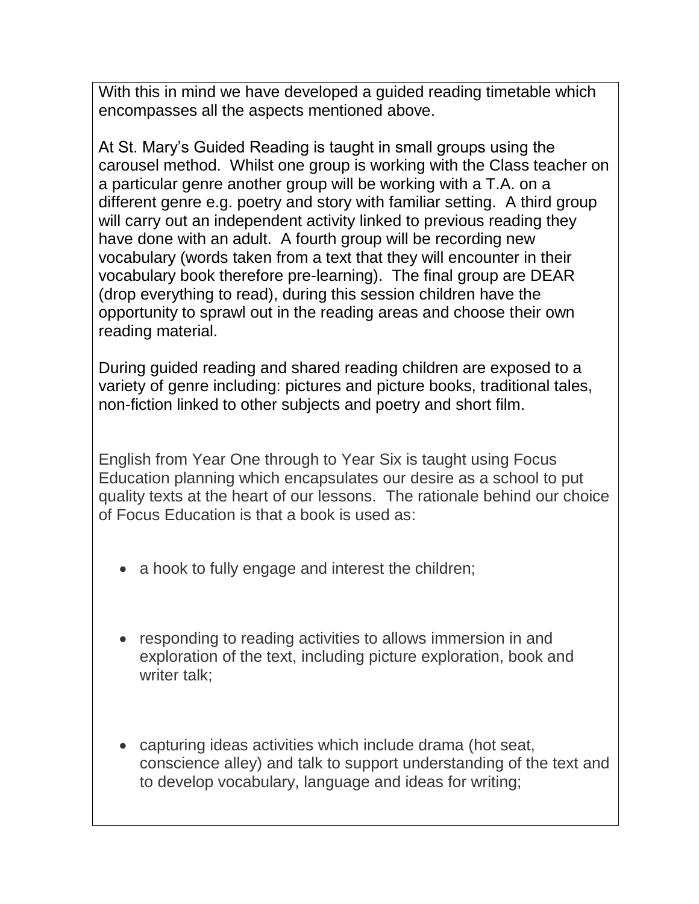With this in mind we have developed a guided reading timetable which encompasses all the aspects mentioned above.

At St. Mary's Guided Reading is taught in small groups using the carousel method. Whilst one group is working with the Class teacher on a particular genre another group will be working with a T.A. on a different genre e.g. poetry and story with familiar setting. A third group will carry out an independent activity linked to previous reading they have done with an adult. A fourth group will be recording new vocabulary (words taken from a text that they will encounter in their vocabulary book therefore pre-learning). The final group are DEAR (drop everything to read), during this session children have the opportunity to sprawl out in the reading areas and choose their own reading material.

During guided reading and shared reading children are exposed to a variety of genre including: pictures and picture books, traditional tales, non-fiction linked to other subjects and poetry and short film.

English from Year One through to Year Six is taught using Focus Education planning which encapsulates our desire as a school to put quality texts at the heart of our lessons. The rationale behind our choice of Focus Education is that a book is used as:

- a hook to fully engage and interest the children;
- responding to reading activities to allows immersion in and exploration of the text, including picture exploration, book and writer talk;
- capturing ideas activities which include drama (hot seat, conscience alley) and talk to support understanding of the text and to develop vocabulary, language and ideas for writing;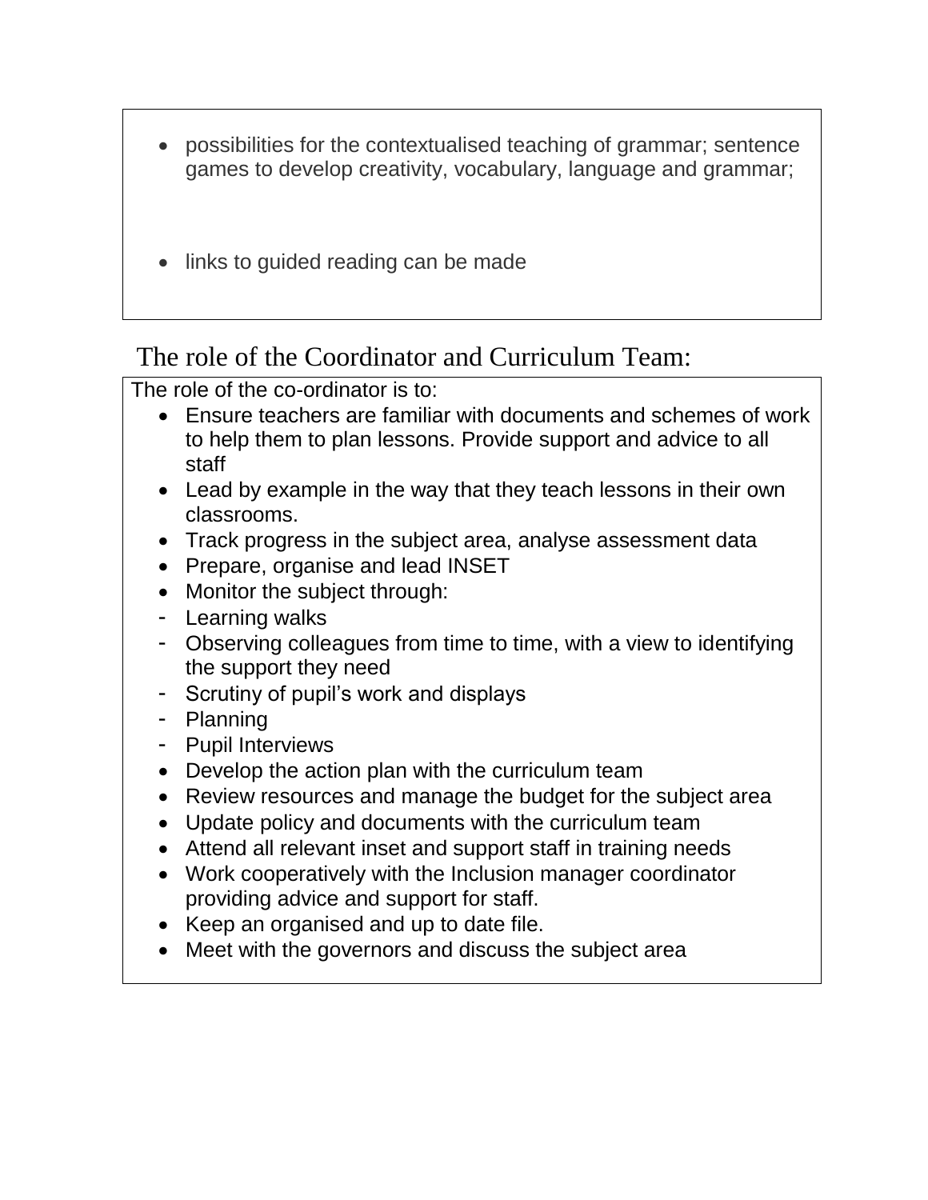- possibilities for the contextualised teaching of grammar; sentence games to develop creativity, vocabulary, language and grammar;

- links to guided reading can be made

## The role of the Coordinator and Curriculum Team:

The role of the co-ordinator is to:

- Ensure teachers are familiar with documents and schemes of work to help them to plan lessons. Provide support and advice to all staff
- Lead by example in the way that they teach lessons in their own classrooms.
- Track progress in the subject area, analyse assessment data
- Prepare, organise and lead INSET
- Monitor the subject through:
  - Learning walks
  - Observing colleagues from time to time, with a view to identifying the support they need
  - Scrutiny of pupil's work and displays
  - Planning
  - Pupil Interviews
- Develop the action plan with the curriculum team
- Review resources and manage the budget for the subject area
- Update policy and documents with the curriculum team
- Attend all relevant inset and support staff in training needs
- Work cooperatively with the Inclusion manager coordinator providing advice and support for staff.
- Keep an organised and up to date file.
- Meet with the governors and discuss the subject area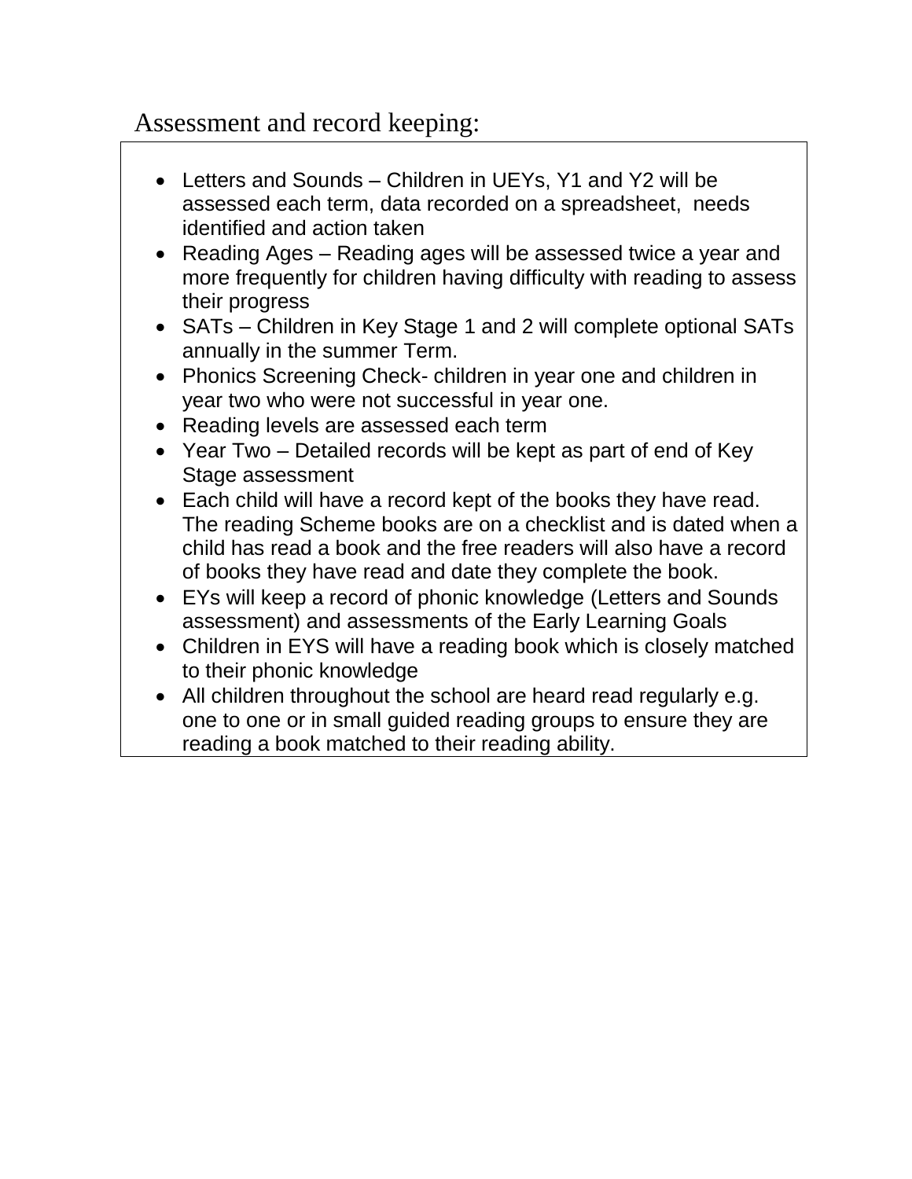## Assessment and record keeping:

- Letters and Sounds – Children in UEYs, Y1 and Y2 will be assessed each term, data recorded on a spreadsheet, needs identified and action taken
- Reading Ages – Reading ages will be assessed twice a year and more frequently for children having difficulty with reading to assess their progress
- SATs – Children in Key Stage 1 and 2 will complete optional SATs annually in the summer Term.
- Phonics Screening Check- children in year one and children in year two who were not successful in year one.
- Reading levels are assessed each term
- Year Two – Detailed records will be kept as part of end of Key Stage assessment
- Each child will have a record kept of the books they have read. The reading Scheme books are on a checklist and is dated when a child has read a book and the free readers will also have a record of books they have read and date they complete the book.
- EYs will keep a record of phonic knowledge (Letters and Sounds assessment) and assessments of the Early Learning Goals
- Children in EYS will have a reading book which is closely matched to their phonic knowledge
- All children throughout the school are heard read regularly e.g. one to one or in small guided reading groups to ensure they are reading a book matched to their reading ability.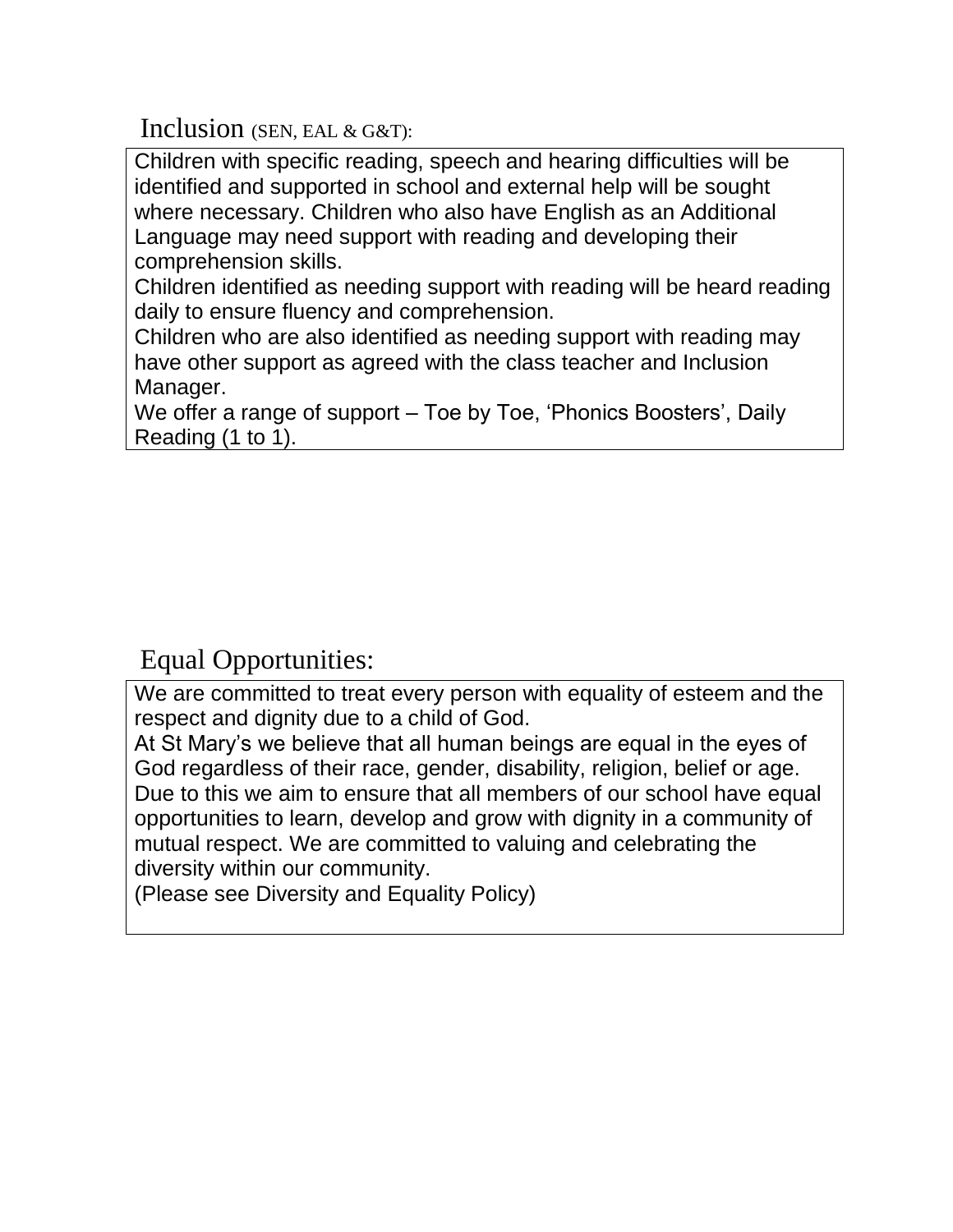## Inclusion (SEN, EAL & G&T):

Children with specific reading, speech and hearing difficulties will be identified and supported in school and external help will be sought where necessary. Children who also have English as an Additional Language may need support with reading and developing their comprehension skills.
Children identified as needing support with reading will be heard reading daily to ensure fluency and comprehension.
Children who are also identified as needing support with reading may have other support as agreed with the class teacher and Inclusion Manager.
We offer a range of support – Toe by Toe, 'Phonics Boosters', Daily Reading (1 to 1).

## Equal Opportunities:

We are committed to treat every person with equality of esteem and the respect and dignity due to a child of God.
At St Mary's we believe that all human beings are equal in the eyes of God regardless of their race, gender, disability, religion, belief or age. Due to this we aim to ensure that all members of our school have equal opportunities to learn, develop and grow with dignity in a community of mutual respect. We are committed to valuing and celebrating the diversity within our community.
(Please see Diversity and Equality Policy)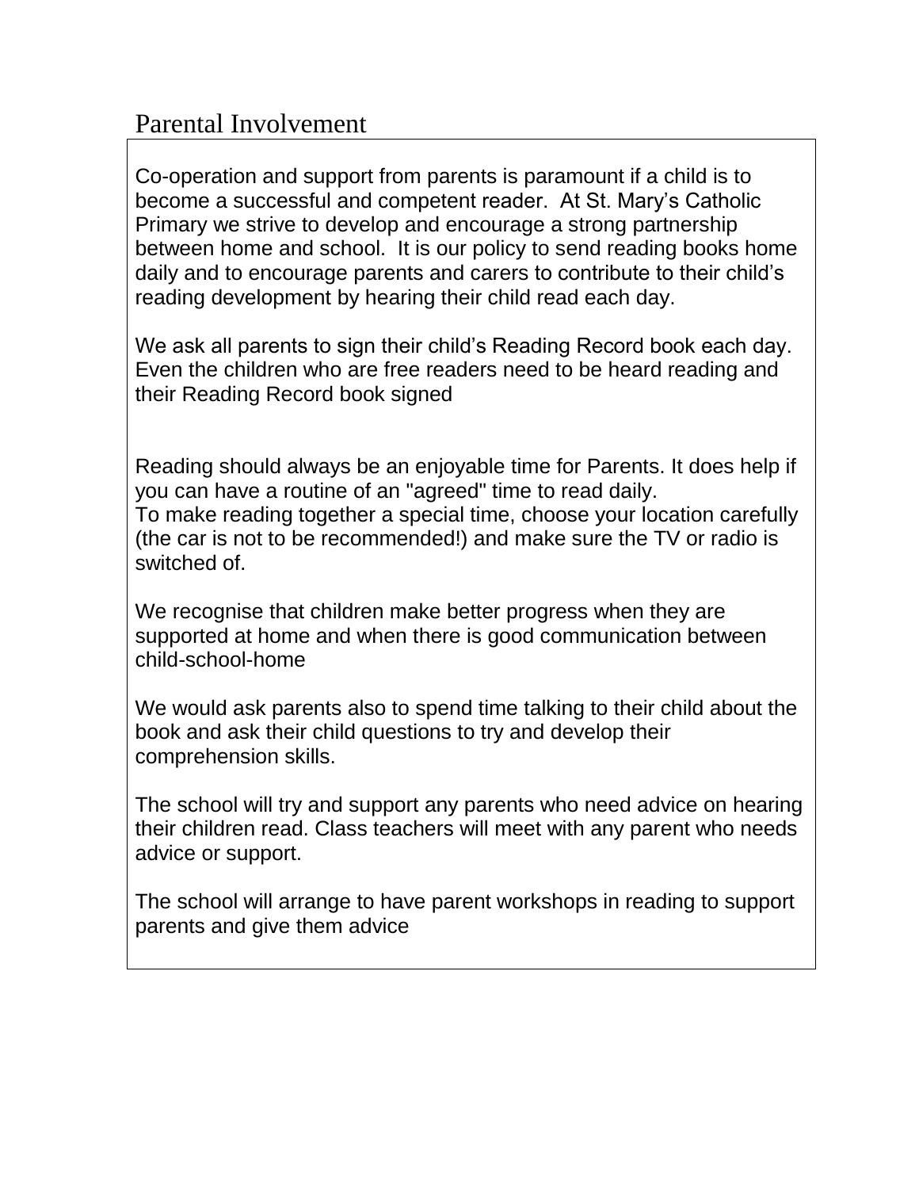## Parental Involvement

Co-operation and support from parents is paramount if a child is to become a successful and competent reader. At St. Mary's Catholic Primary we strive to develop and encourage a strong partnership between home and school. It is our policy to send reading books home daily and to encourage parents and carers to contribute to their child's reading development by hearing their child read each day.

We ask all parents to sign their child's Reading Record book each day. Even the children who are free readers need to be heard reading and their Reading Record book signed

Reading should always be an enjoyable time for Parents. It does help if you can have a routine of an "agreed" time to read daily.
To make reading together a special time, choose your location carefully (the car is not to be recommended!) and make sure the TV or radio is switched of.

We recognise that children make better progress when they are supported at home and when there is good communication between child-school-home

We would ask parents also to spend time talking to their child about the book and ask their child questions to try and develop their comprehension skills.

The school will try and support any parents who need advice on hearing their children read. Class teachers will meet with any parent who needs advice or support.

The school will arrange to have parent workshops in reading to support parents and give them advice